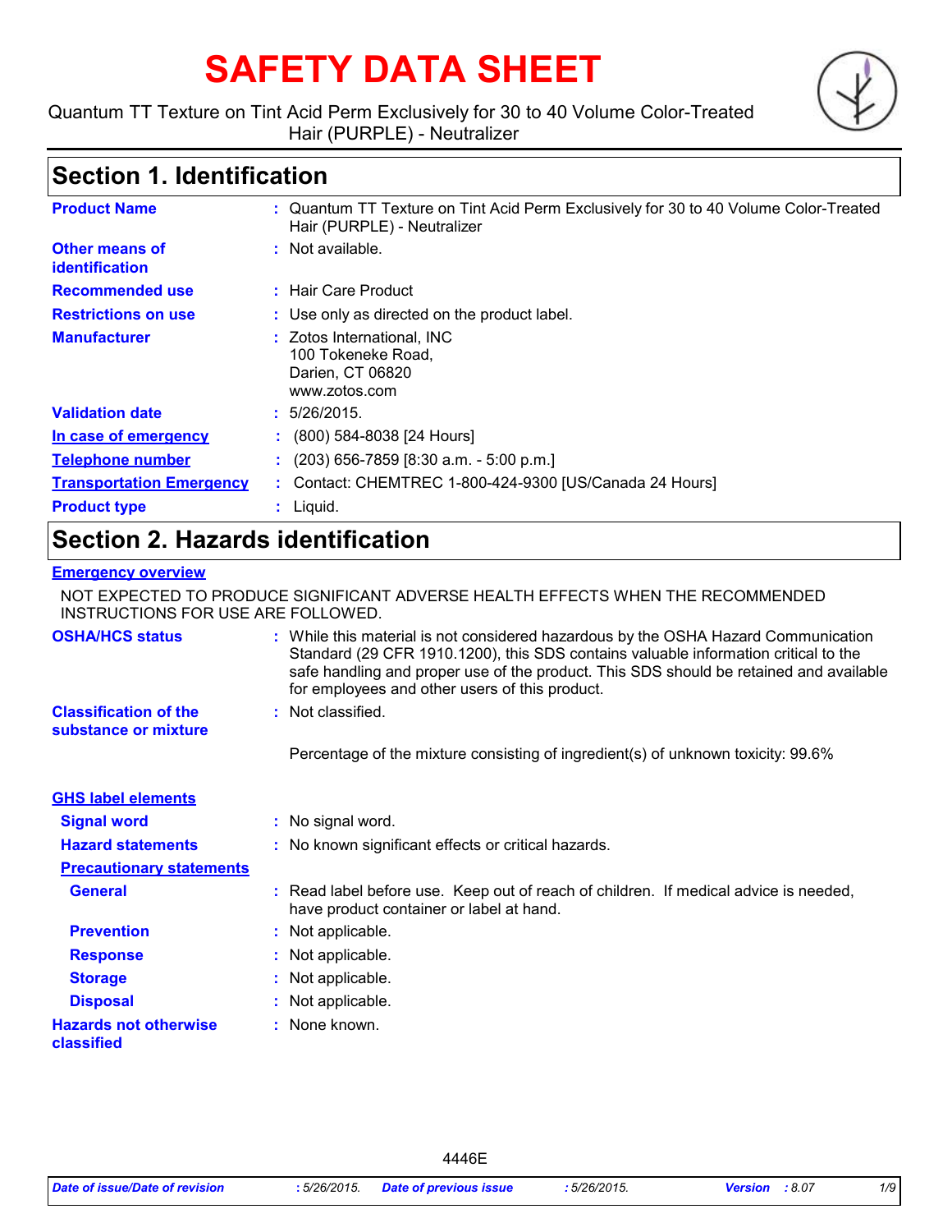# SAFETY DATA SHEET

Quantum TT Texture on Tint Acid Perm Exclusively for 30 to 40 Volume Color-Treated Hair (PURPLE) - Neutralizer

## Section 1. Identification

| | |
|---|---|
| **Product Name** | : Quantum TT Texture on Tint Acid Perm Exclusively for 30 to 40 Volume Color-Treated Hair (PURPLE) - Neutralizer |
| **Other means of identification** | : Not available. |
| **Recommended use** | : Hair Care Product |
| **Restrictions on use** | : Use only as directed on the product label. |
| **Manufacturer** | : Zotos International, INC<br>100 Tokeneke Road,<br>Darien, CT 06820<br>www.zotos.com |
| **Validation date** | : 5/26/2015. |
| **In case of emergency** | : (800) 584-8038 [24 Hours] |
| **Telephone number** | : (203) 656-7859 [8:30 a.m. - 5:00 p.m.] |
| **Transportation Emergency** | : Contact: CHEMTREC 1-800-424-9300 [US/Canada 24 Hours] |
| **Product type** | : Liquid. |

## Section 2. Hazards identification

**Emergency overview**

NOT EXPECTED TO PRODUCE SIGNIFICANT ADVERSE HEALTH EFFECTS WHEN THE RECOMMENDED INSTRUCTIONS FOR USE ARE FOLLOWED.

| | |
|---|---|
| **OSHA/HCS status** | : While this material is not considered hazardous by the OSHA Hazard Communication Standard (29 CFR 1910.1200), this SDS contains valuable information critical to the safe handling and proper use of the product. This SDS should be retained and available for employees and other users of this product. |
| **Classification of the substance or mixture** | : Not classified. |
| | Percentage of the mixture consisting of ingredient(s) of unknown toxicity: 99.6% |

**GHS label elements**

| | |
|---|---|
| **Signal word** | : No signal word. |
| **Hazard statements** | : No known significant effects or critical hazards. |
| **Precautionary statements** | |
| **General** | : Read label before use. Keep out of reach of children. If medical advice is needed, have product container or label at hand. |
| **Prevention** | : Not applicable. |
| **Response** | : Not applicable. |
| **Storage** | : Not applicable. |
| **Disposal** | : Not applicable. |
| **Hazards not otherwise classified** | : None known. |

4446E

*Date of issue/Date of revision : 5/26/2015. Date of previous issue : 5/26/2015. Version : 8.07*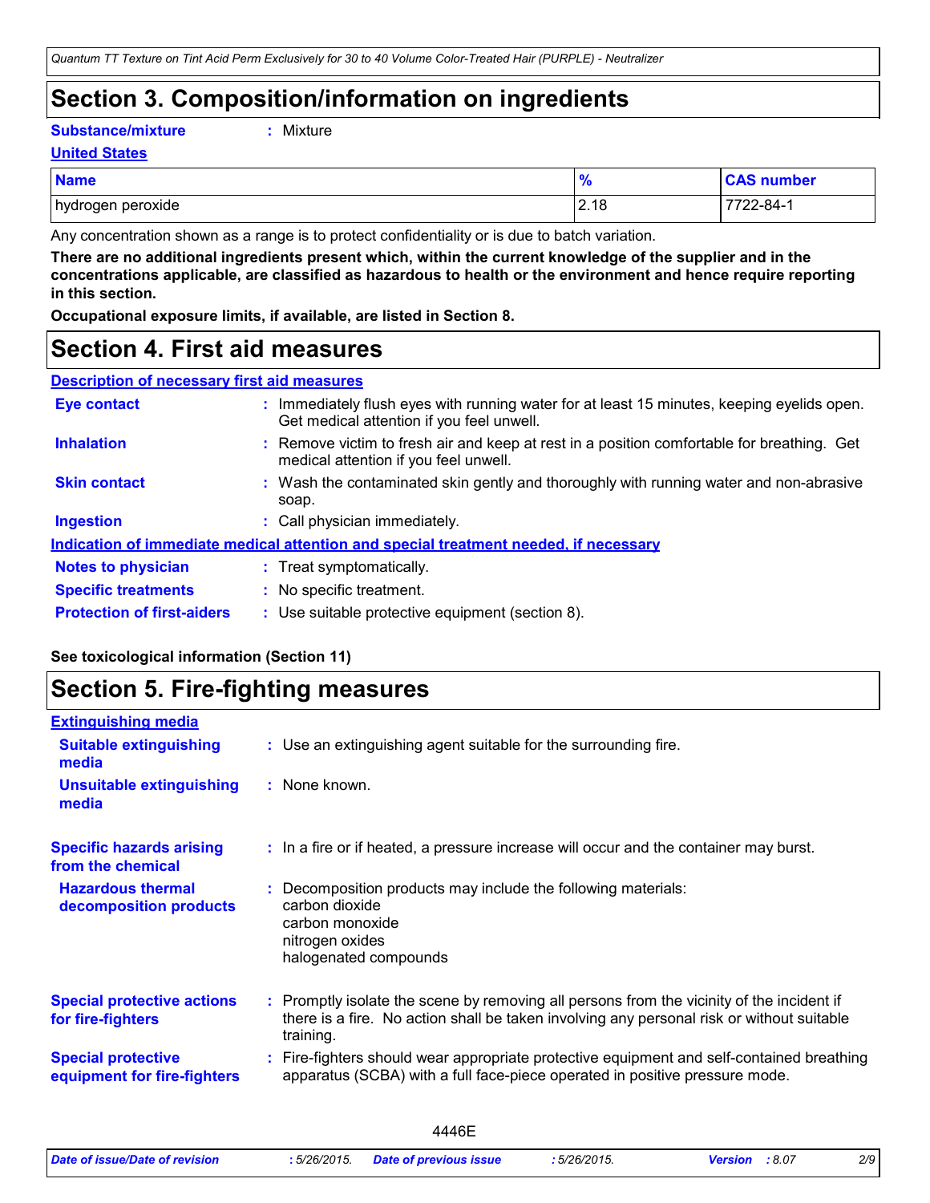## Section 3. Composition/information on ingredients

**Substance/mixture** : Mixture

**United States**

| Name | % | CAS number |
| --- | --- | --- |
| hydrogen peroxide | 2.18 | 7722-84-1 |

Any concentration shown as a range is to protect confidentiality or is due to batch variation.

**There are no additional ingredients present which, within the current knowledge of the supplier and in the concentrations applicable, are classified as hazardous to health or the environment and hence require reporting in this section.**

**Occupational exposure limits, if available, are listed in Section 8.**

## Section 4. First aid measures

**Description of necessary first aid measures**

**Eye contact** : Immediately flush eyes with running water for at least 15 minutes, keeping eyelids open. Get medical attention if you feel unwell.

**Inhalation** : Remove victim to fresh air and keep at rest in a position comfortable for breathing. Get medical attention if you feel unwell.

**Skin contact** : Wash the contaminated skin gently and thoroughly with running water and non-abrasive soap.

**Ingestion** : Call physician immediately.

**Indication of immediate medical attention and special treatment needed, if necessary**

**Notes to physician** : Treat symptomatically.

**Specific treatments** : No specific treatment.

**Protection of first-aiders** : Use suitable protective equipment (section 8).

**See toxicological information (Section 11)**

## Section 5. Fire-fighting measures

**Extinguishing media**

**Suitable extinguishing media** : Use an extinguishing agent suitable for the surrounding fire.

**Unsuitable extinguishing media** : None known.

**Specific hazards arising from the chemical** : In a fire or if heated, a pressure increase will occur and the container may burst.

**Hazardous thermal decomposition products** : Decomposition products may include the following materials:
carbon dioxide
carbon monoxide
nitrogen oxides
halogenated compounds

**Special protective actions for fire-fighters** : Promptly isolate the scene by removing all persons from the vicinity of the incident if there is a fire. No action shall be taken involving any personal risk or without suitable training.

**Special protective equipment for fire-fighters** : Fire-fighters should wear appropriate protective equipment and self-contained breathing apparatus (SCBA) with a full face-piece operated in positive pressure mode.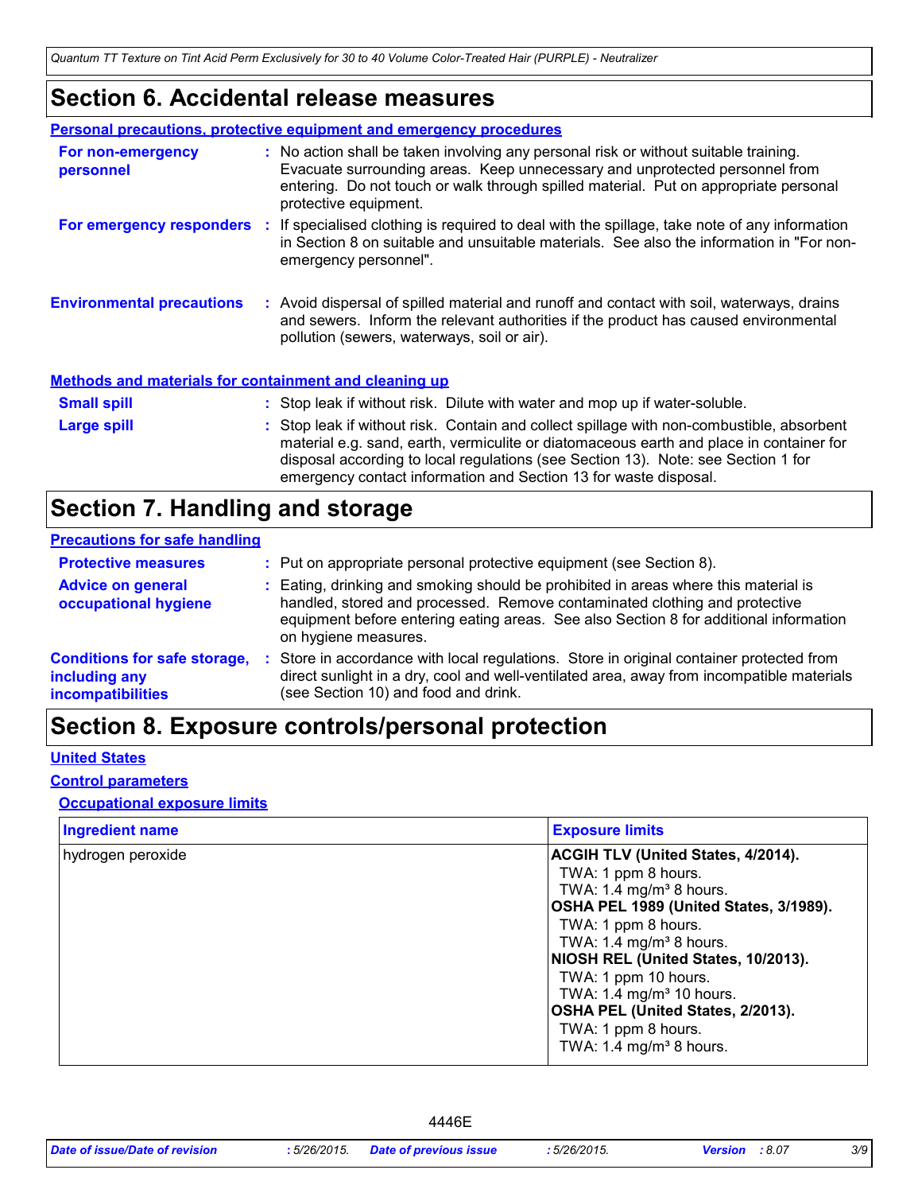## Section 6. Accidental release measures

### Personal precautions, protective equipment and emergency procedures

**For non-emergency personnel** : No action shall be taken involving any personal risk or without suitable training. Evacuate surrounding areas. Keep unnecessary and unprotected personnel from entering. Do not touch or walk through spilled material. Put on appropriate personal protective equipment.

**For emergency responders** : If specialised clothing is required to deal with the spillage, take note of any information in Section 8 on suitable and unsuitable materials. See also the information in "For non-emergency personnel".

**Environmental precautions** : Avoid dispersal of spilled material and runoff and contact with soil, waterways, drains and sewers. Inform the relevant authorities if the product has caused environmental pollution (sewers, waterways, soil or air).

### Methods and materials for containment and cleaning up

**Small spill** : Stop leak if without risk. Dilute with water and mop up if water-soluble.

**Large spill** : Stop leak if without risk. Contain and collect spillage with non-combustible, absorbent material e.g. sand, earth, vermiculite or diatomaceous earth and place in container for disposal according to local regulations (see Section 13). Note: see Section 1 for emergency contact information and Section 13 for waste disposal.

## Section 7. Handling and storage

### Precautions for safe handling

**Protective measures** : Put on appropriate personal protective equipment (see Section 8).

**Advice on general occupational hygiene** : Eating, drinking and smoking should be prohibited in areas where this material is handled, stored and processed. Remove contaminated clothing and protective equipment before entering eating areas. See also Section 8 for additional information on hygiene measures.

**Conditions for safe storage, including any incompatibilities** : Store in accordance with local regulations. Store in original container protected from direct sunlight in a dry, cool and well-ventilated area, away from incompatible materials (see Section 10) and food and drink.

## Section 8. Exposure controls/personal protection

### United States

### Control parameters

#### Occupational exposure limits

| Ingredient name | Exposure limits |
| --- | --- |
| hydrogen peroxide | **ACGIH TLV (United States, 4/2014).**<br>TWA: 1 ppm 8 hours.<br>TWA: 1.4 mg/m³ 8 hours.<br>**OSHA PEL 1989 (United States, 3/1989).**<br>TWA: 1 ppm 8 hours.<br>TWA: 1.4 mg/m³ 8 hours.<br>**NIOSH REL (United States, 10/2013).**<br>TWA: 1 ppm 10 hours.<br>TWA: 1.4 mg/m³ 10 hours.<br>**OSHA PEL (United States, 2/2013).**<br>TWA: 1 ppm 8 hours.<br>TWA: 1.4 mg/m³ 8 hours. |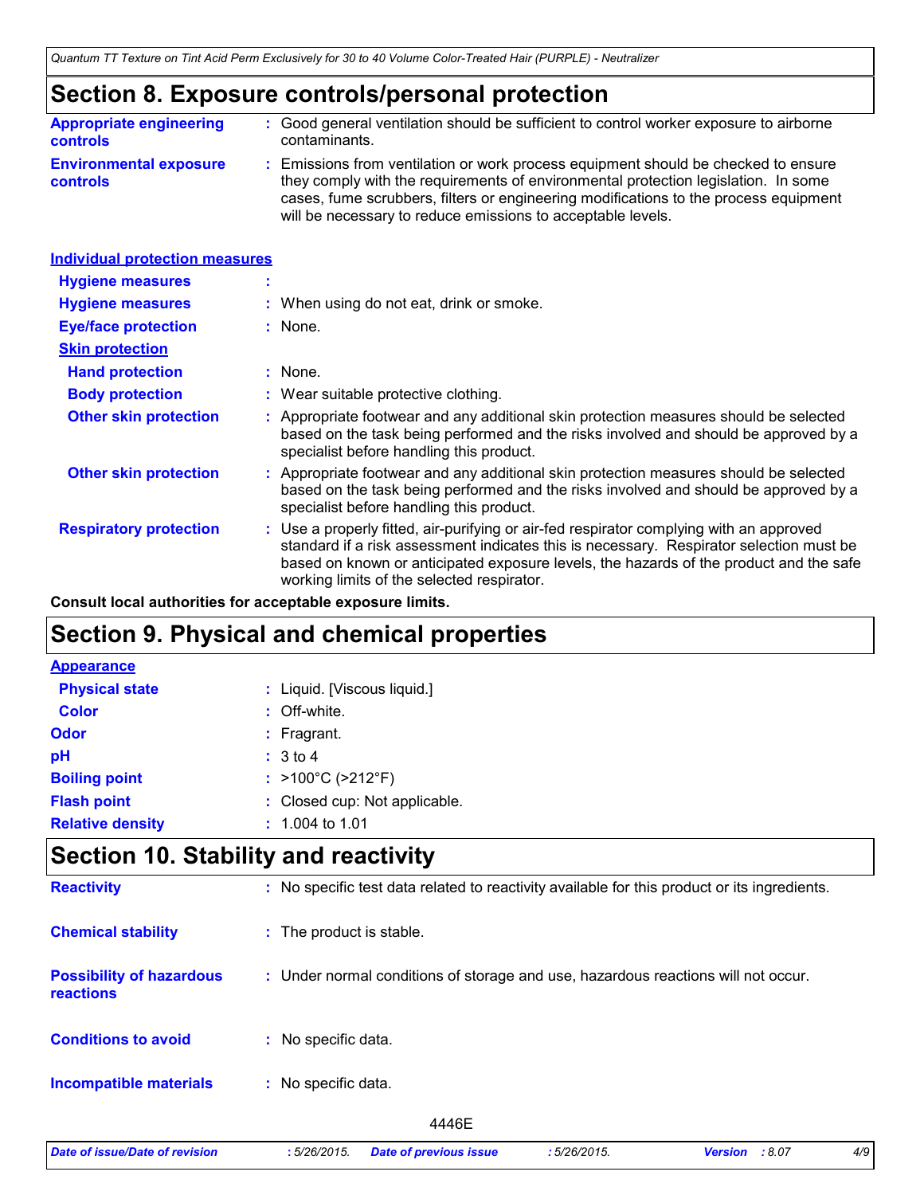## Section 8. Exposure controls/personal protection

**Appropriate engineering controls** : Good general ventilation should be sufficient to control worker exposure to airborne contaminants.

**Environmental exposure controls** : Emissions from ventilation or work process equipment should be checked to ensure they comply with the requirements of environmental protection legislation. In some cases, fume scrubbers, filters or engineering modifications to the process equipment will be necessary to reduce emissions to acceptable levels.

**Individual protection measures**

**Hygiene measures** :

**Hygiene measures** : When using do not eat, drink or smoke.

**Eye/face protection** : None.

**Skin protection**

**Hand protection** : None.

**Body protection** : Wear suitable protective clothing.

**Other skin protection** : Appropriate footwear and any additional skin protection measures should be selected based on the task being performed and the risks involved and should be approved by a specialist before handling this product.

**Other skin protection** : Appropriate footwear and any additional skin protection measures should be selected based on the task being performed and the risks involved and should be approved by a specialist before handling this product.

**Respiratory protection** : Use a properly fitted, air-purifying or air-fed respirator complying with an approved standard if a risk assessment indicates this is necessary. Respirator selection must be based on known or anticipated exposure levels, the hazards of the product and the safe working limits of the selected respirator.

**Consult local authorities for acceptable exposure limits.**

## Section 9. Physical and chemical properties

**Appearance**

**Physical state** : Liquid. [Viscous liquid.]

**Color** : Off-white.

**Odor** : Fragrant.

**pH** : 3 to 4

**Boiling point** : >100°C (>212°F)

**Flash point** : Closed cup: Not applicable.

**Relative density** : 1.004 to 1.01

## Section 10. Stability and reactivity

**Reactivity** : No specific test data related to reactivity available for this product or its ingredients.

**Chemical stability** : The product is stable.

**Possibility of hazardous reactions** : Under normal conditions of storage and use, hazardous reactions will not occur.

**Conditions to avoid** : No specific data.

**Incompatible materials** : No specific data.

4446E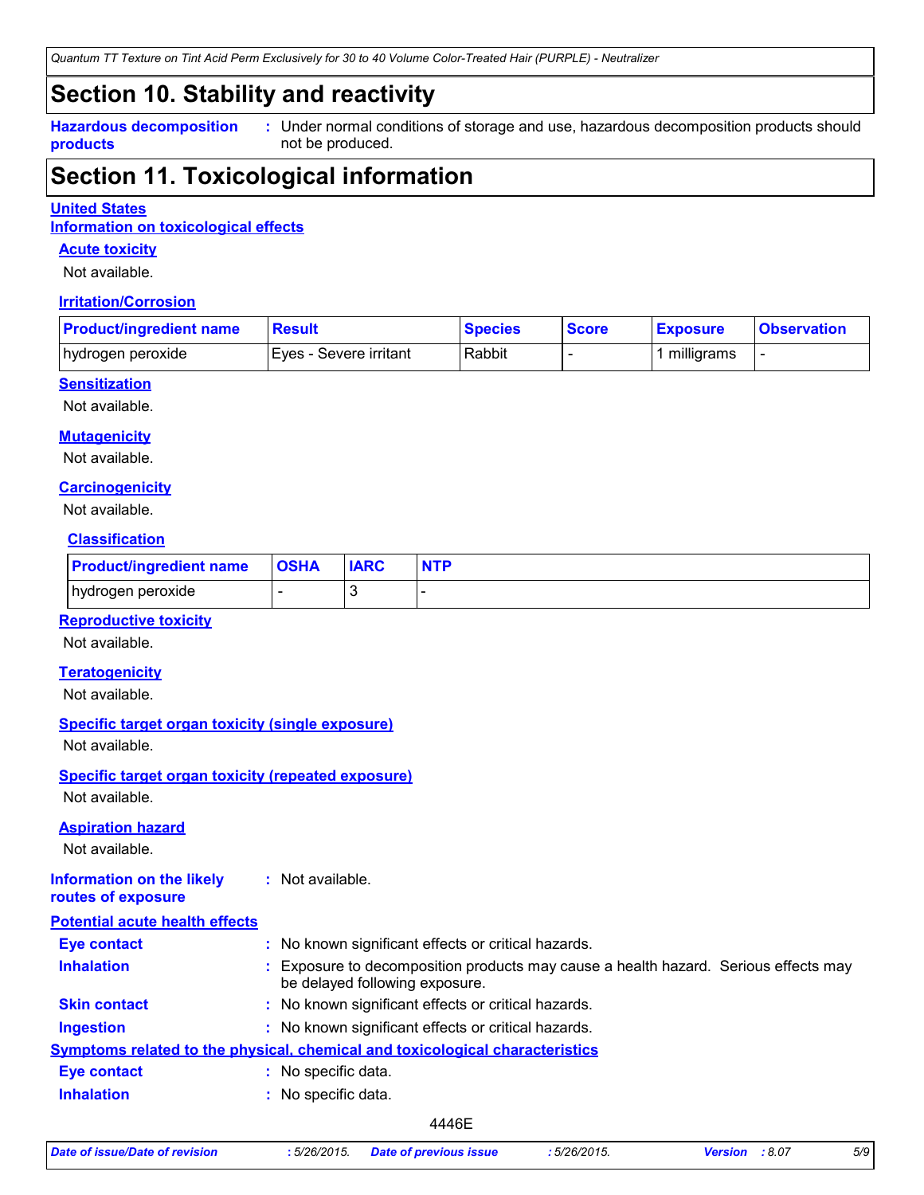## Section 10. Stability and reactivity

**Hazardous decomposition products** : Under normal conditions of storage and use, hazardous decomposition products should not be produced.

## Section 11. Toxicological information

**United States**

**Information on toxicological effects**

**Acute toxicity**

Not available.

**Irritation/Corrosion**

| Product/ingredient name | Result | Species | Score | Exposure | Observation |
|---|---|---|---|---|---|
| hydrogen peroxide | Eyes - Severe irritant | Rabbit | - | 1 milligrams | - |

**Sensitization**

Not available.

**Mutagenicity**

Not available.

**Carcinogenicity**

Not available.

**Classification**

| Product/ingredient name | OSHA | IARC | NTP |
|---|---|---|---|
| hydrogen peroxide | - | 3 | - |

**Reproductive toxicity**

Not available.

**Teratogenicity**

Not available.

**Specific target organ toxicity (single exposure)**

Not available.

**Specific target organ toxicity (repeated exposure)**

Not available.

**Aspiration hazard**

Not available.

**Information on the likely routes of exposure** : Not available.

**Potential acute health effects**

**Eye contact** : No known significant effects or critical hazards.

**Inhalation** : Exposure to decomposition products may cause a health hazard. Serious effects may be delayed following exposure.

**Skin contact** : No known significant effects or critical hazards.

**Ingestion** : No known significant effects or critical hazards.

**Symptoms related to the physical, chemical and toxicological characteristics**

**Eye contact** : No specific data.

**Inhalation** : No specific data.

4446E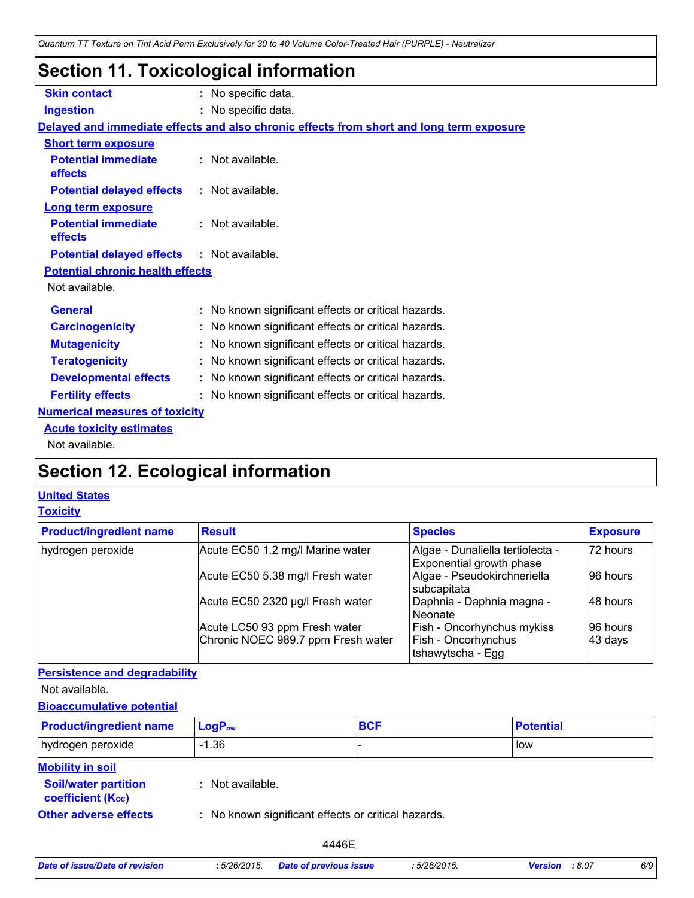# Section 11. Toxicological information

**Skin contact** : No specific data.

**Ingestion** : No specific data.

**Delayed and immediate effects and also chronic effects from short and long term exposure**

**Short term exposure**

**Potential immediate effects** : Not available.

**Potential delayed effects** : Not available.

**Long term exposure**

**Potential immediate effects** : Not available.

**Potential delayed effects** : Not available.

**Potential chronic health effects**

Not available.

**General** : No known significant effects or critical hazards.

**Carcinogenicity** : No known significant effects or critical hazards.

**Mutagenicity** : No known significant effects or critical hazards.

**Teratogenicity** : No known significant effects or critical hazards.

**Developmental effects** : No known significant effects or critical hazards.

**Fertility effects** : No known significant effects or critical hazards.

**Numerical measures of toxicity**

**Acute toxicity estimates**

Not available.

# Section 12. Ecological information

**United States**

**Toxicity**

| Product/ingredient name | Result | Species | Exposure |
|---|---|---|---|
| hydrogen peroxide | Acute EC50 1.2 mg/l Marine water | Algae - Dunaliella tertiolecta - Exponential growth phase | 72 hours |
| | Acute EC50 5.38 mg/l Fresh water | Algae - Pseudokirchneriella subcapitata | 96 hours |
| | Acute EC50 2320 µg/l Fresh water | Daphnia - Daphnia magna - Neonate | 48 hours |
| | Acute LC50 93 ppm Fresh water | Fish - Oncorhynchus mykiss | 96 hours |
| | Chronic NOEC 989.7 ppm Fresh water | Fish - Oncorhynchus tshawytscha - Egg | 43 days |

**Persistence and degradability**

Not available.

**Bioaccumulative potential**

| Product/ingredient name | $LogP_{ow}$ | BCF | Potential |
|---|---|---|---|
| hydrogen peroxide | -1.36 | - | low |

**Mobility in soil**

**Soil/water partition coefficient ($K_{OC}$)** : Not available.

**Other adverse effects** : No known significant effects or critical hazards.

4446E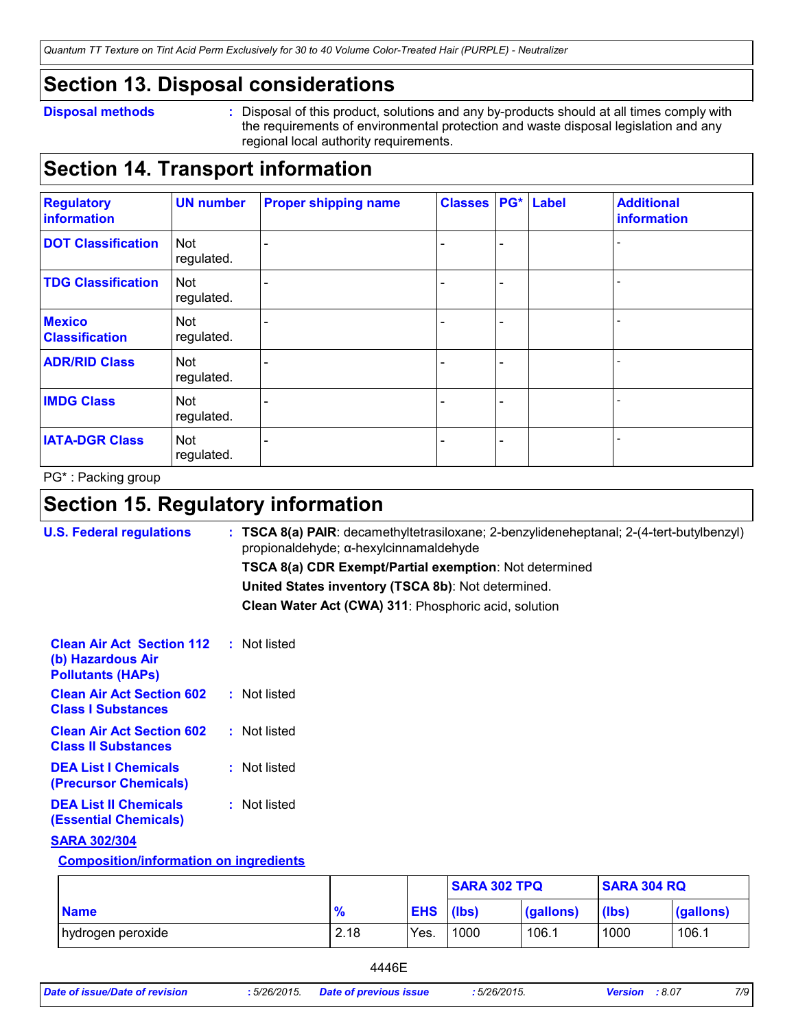## Section 13. Disposal considerations

**Disposal methods** : Disposal of this product, solutions and any by-products should at all times comply with the requirements of environmental protection and waste disposal legislation and any regional local authority requirements.

## Section 14. Transport information

| Regulatory information | UN number | Proper shipping name | Classes | PG* | Label | Additional information |
|---|---|---|---|---|---|---|
| DOT Classification | Not regulated. | - | - | - | | - |
| TDG Classification | Not regulated. | - | - | - | | - |
| Mexico Classification | Not regulated. | - | - | - | | - |
| ADR/RID Class | Not regulated. | - | - | - | | - |
| IMDG Class | Not regulated. | - | - | - | | - |
| IATA-DGR Class | Not regulated. | - | - | - | | - |

PG* : Packing group

## Section 15. Regulatory information

**U.S. Federal regulations** : **TSCA 8(a) PAIR**: decamethyltetrasiloxane; 2-benzylideneheptanal; 2-(4-tert-butylbenzyl) propionaldehyde; α-hexylcinnamaldehyde

**TSCA 8(a) CDR Exempt/Partial exemption**: Not determined

**United States inventory (TSCA 8b)**: Not determined.

**Clean Water Act (CWA) 311**: Phosphoric acid, solution

**Clean Air Act Section 112 (b) Hazardous Air Pollutants (HAPs)** : Not listed

**Clean Air Act Section 602 Class I Substances** : Not listed

**Clean Air Act Section 602 Class II Substances** : Not listed

**DEA List I Chemicals (Precursor Chemicals)** : Not listed

**DEA List II Chemicals (Essential Chemicals)** : Not listed

**SARA 302/304**

**Composition/information on ingredients**

| | | | SARA 302 TPQ | | SARA 304 RQ | |
|---|---|---|---|---|---|---|
| **Name** | **%** | **EHS** | **(lbs)** | **(gallons)** | **(lbs)** | **(gallons)** |
| hydrogen peroxide | 2.18 | Yes. | 1000 | 106.1 | 1000 | 106.1 |

4446E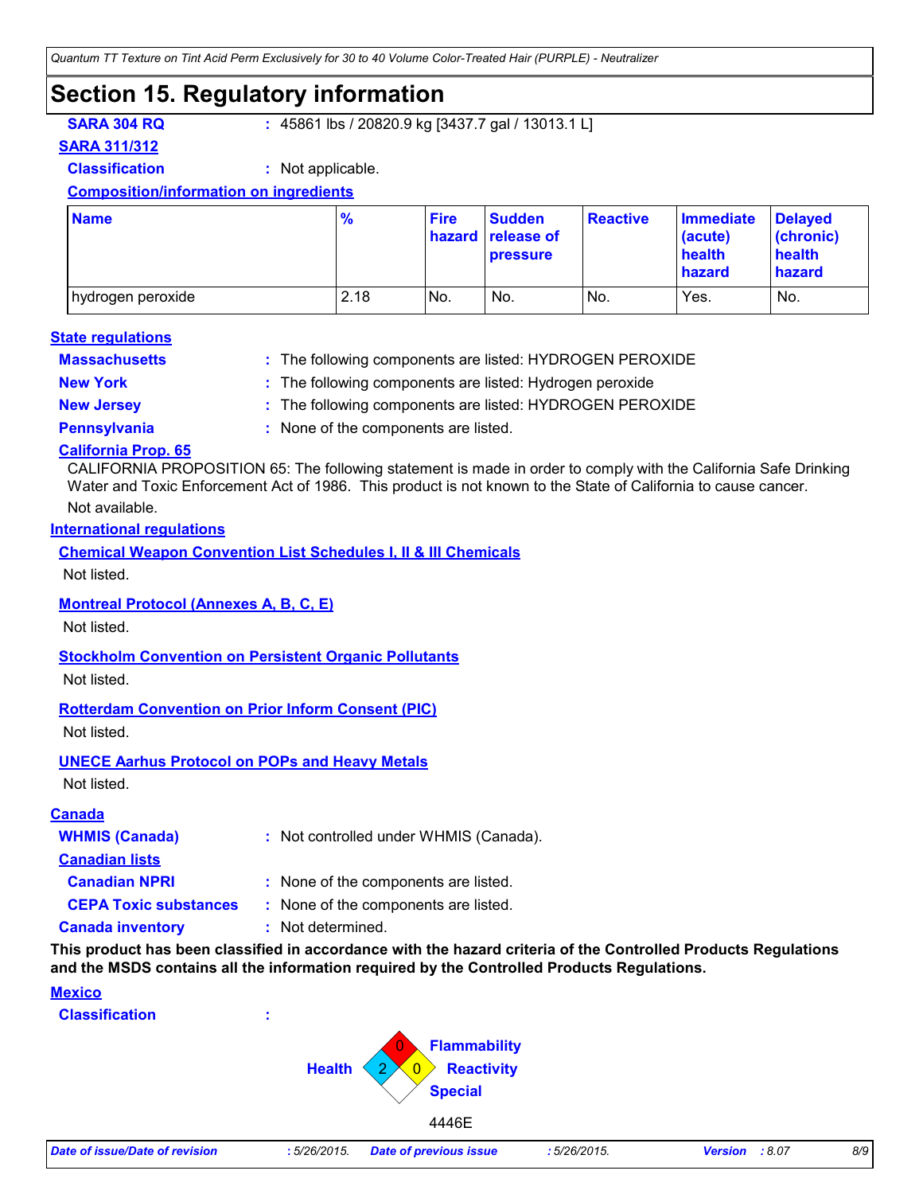# Section 15. Regulatory information

**SARA 304 RQ** : 45861 lbs / 20820.9 kg [3437.7 gal / 13013.1 L]

**SARA 311/312**

**Classification** : Not applicable.

**Composition/information on ingredients**

| Name | % | Fire hazard | Sudden release of pressure | Reactive | Immediate (acute) health hazard | Delayed (chronic) health hazard |
|---|---|---|---|---|---|---|
| hydrogen peroxide | 2.18 | No. | No. | No. | Yes. | No. |

**State regulations**

**Massachusetts** : The following components are listed: HYDROGEN PEROXIDE

**New York** : The following components are listed: Hydrogen peroxide

**New Jersey** : The following components are listed: HYDROGEN PEROXIDE

**Pennsylvania** : None of the components are listed.

**California Prop. 65**

CALIFORNIA PROPOSITION 65: The following statement is made in order to comply with the California Safe Drinking Water and Toxic Enforcement Act of 1986. This product is not known to the State of California to cause cancer.

Not available.

**International regulations**

**Chemical Weapon Convention List Schedules I, II & III Chemicals**

Not listed.

**Montreal Protocol (Annexes A, B, C, E)**

Not listed.

**Stockholm Convention on Persistent Organic Pollutants**

Not listed.

**Rotterdam Convention on Prior Inform Consent (PIC)**

Not listed.

**UNECE Aarhus Protocol on POPs and Heavy Metals**

Not listed.

**Canada**

**WHMIS (Canada)** : Not controlled under WHMIS (Canada).

**Canadian lists**

**Canadian NPRI** : None of the components are listed.

**CEPA Toxic substances** : None of the components are listed.

**Canada inventory** : Not determined.

**This product has been classified in accordance with the hazard criteria of the Controlled Products Regulations and the MSDS contains all the information required by the Controlled Products Regulations.**

**Mexico**

**Classification** :

Flammability: 0
Health: 2
Reactivity: 0
Special

4446E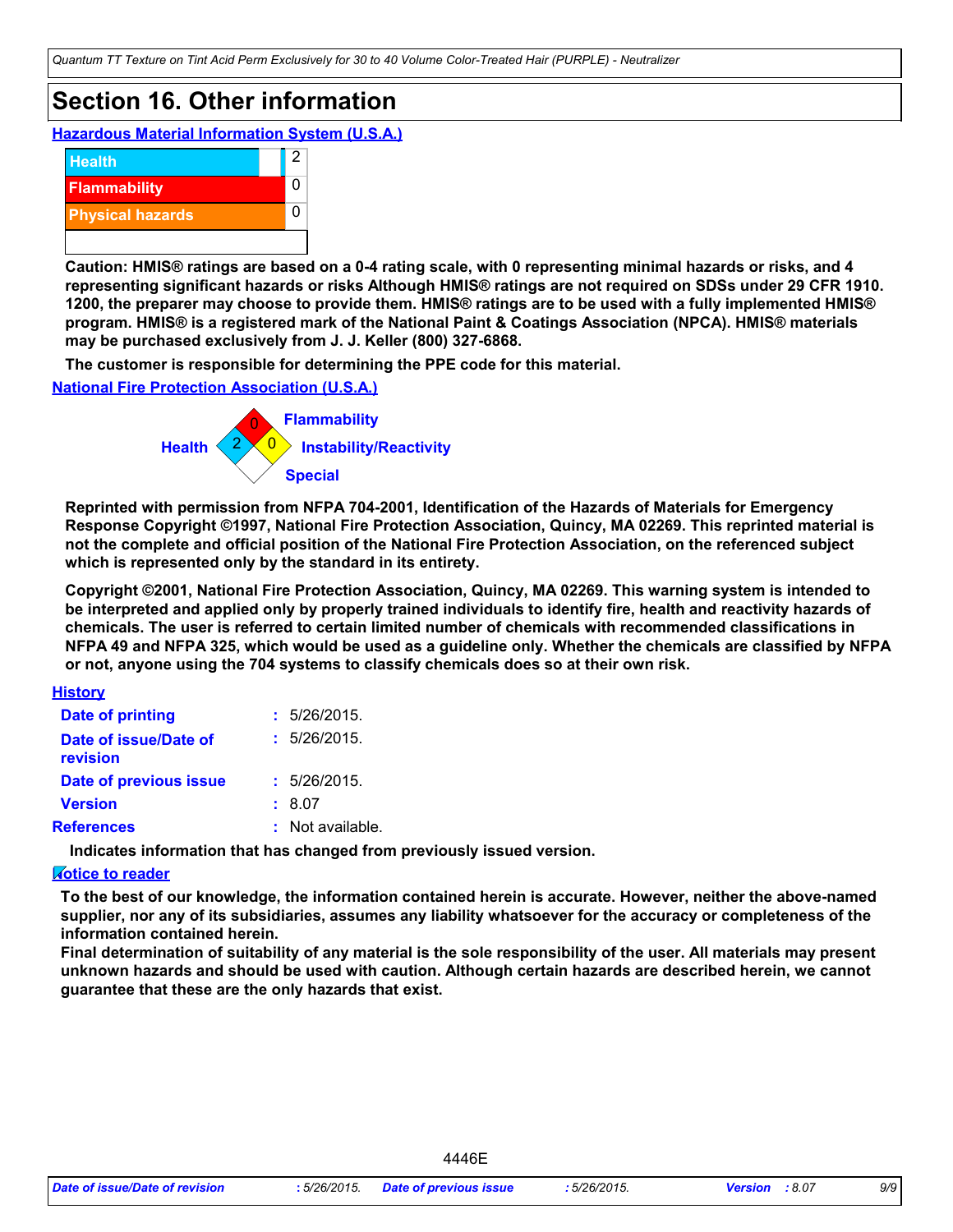# Section 16. Other information

**Hazardous Material Information System (U.S.A.)**

| | |
|---|---|
| Health | 2 |
| Flammability | 0 |
| Physical hazards | 0 |

**Caution: HMIS® ratings are based on a 0-4 rating scale, with 0 representing minimal hazards or risks, and 4 representing significant hazards or risks Although HMIS® ratings are not required on SDSs under 29 CFR 1910. 1200, the preparer may choose to provide them. HMIS® ratings are to be used with a fully implemented HMIS® program. HMIS® is a registered mark of the National Paint & Coatings Association (NPCA). HMIS® materials may be purchased exclusively from J. J. Keller (800) 327-6868.**

**The customer is responsible for determining the PPE code for this material.**

**National Fire Protection Association (U.S.A.)**

Flammability: 0
Health: 2
Instability/Reactivity: 0
Special

**Reprinted with permission from NFPA 704-2001, Identification of the Hazards of Materials for Emergency Response Copyright ©1997, National Fire Protection Association, Quincy, MA 02269. This reprinted material is not the complete and official position of the National Fire Protection Association, on the referenced subject which is represented only by the standard in its entirety.**

**Copyright ©2001, National Fire Protection Association, Quincy, MA 02269. This warning system is intended to be interpreted and applied only by properly trained individuals to identify fire, health and reactivity hazards of chemicals. The user is referred to certain limited number of chemicals with recommended classifications in NFPA 49 and NFPA 325, which would be used as a guideline only. Whether the chemicals are classified by NFPA or not, anyone using the 704 systems to classify chemicals does so at their own risk.**

**History**

| | |
|---|---|
| Date of printing | : 5/26/2015. |
| Date of issue/Date of revision | : 5/26/2015. |
| Date of previous issue | : 5/26/2015. |
| Version | : 8.07 |
| References | : Not available. |

**Indicates information that has changed from previously issued version.**

**Notice to reader**

**To the best of our knowledge, the information contained herein is accurate. However, neither the above-named supplier, nor any of its subsidiaries, assumes any liability whatsoever for the accuracy or completeness of the information contained herein.**
**Final determination of suitability of any material is the sole responsibility of the user. All materials may present unknown hazards and should be used with caution. Although certain hazards are described herein, we cannot guarantee that these are the only hazards that exist.**

4446E